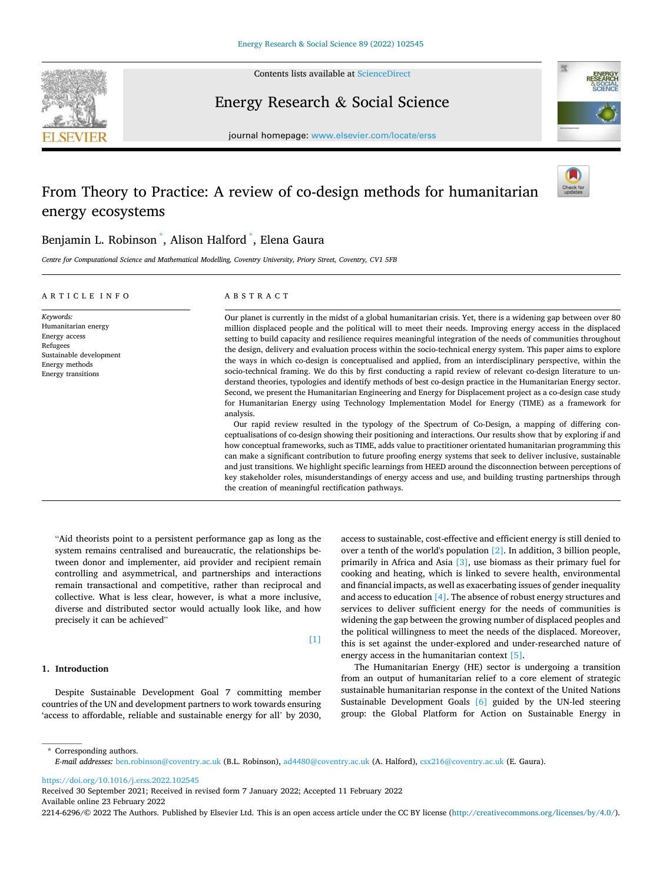# From Theory to Practice: A review of co-design methods for humanitarian energy ecosystems

Benjamin L. Robinson *, Alison Halford *, Elena Gaura

*Centre for Computational Science and Mathematical Modelling, Coventry University, Priory Street, Coventry, CV1 5FB*

## ARTICLE INFO

*Keywords:*
Humanitarian energy
Energy access
Refugees
Sustainable development
Energy methods
Energy transitions

## ABSTRACT

Our planet is currently in the midst of a global humanitarian crisis. Yet, there is a widening gap between over 80 million displaced people and the political will to meet their needs. Improving energy access in the displaced setting to build capacity and resilience requires meaningful integration of the needs of communities throughout the design, delivery and evaluation process within the socio-technical energy system. This paper aims to explore the ways in which co-design is conceptualised and applied, from an interdisciplinary perspective, within the socio-technical framing. We do this by first conducting a rapid review of relevant co-design literature to understand theories, typologies and identify methods of best co-design practice in the Humanitarian Energy sector. Second, we present the Humanitarian Engineering and Energy for Displacement project as a co-design case study for Humanitarian Energy using Technology Implementation Model for Energy (TIME) as a framework for analysis.

Our rapid review resulted in the typology of the Spectrum of Co-Design, a mapping of differing conceptualisations of co-design showing their positioning and interactions. Our results show that by exploring if and how conceptual frameworks, such as TIME, adds value to practitioner orientated humanitarian programming this can make a significant contribution to future proofing energy systems that seek to deliver inclusive, sustainable and just transitions. We highlight specific learnings from HEED around the disconnection between perceptions of key stakeholder roles, misunderstandings of energy access and use, and building trusting partnerships through the creation of meaningful rectification pathways.

> "Aid theorists point to a persistent performance gap as long as the system remains centralised and bureaucratic, the relationships between donor and implementer, aid provider and recipient remain controlling and asymmetrical, and partnerships and interactions remain transactional and competitive, rather than reciprocal and collective. What is less clear, however, is what a more inclusive, diverse and distributed sector would actually look like, and how precisely it can be achieved"
>
> [1]

## 1. Introduction

Despite Sustainable Development Goal 7 committing member countries of the UN and development partners to work towards ensuring 'access to affordable, reliable and sustainable energy for all' by 2030, access to sustainable, cost-effective and efficient energy is still denied to over a tenth of the world's population [2]. In addition, 3 billion people, primarily in Africa and Asia [3], use biomass as their primary fuel for cooking and heating, which is linked to severe health, environmental and financial impacts, as well as exacerbating issues of gender inequality and access to education [4]. The absence of robust energy structures and services to deliver sufficient energy for the needs of communities is widening the gap between the growing number of displaced peoples and the political willingness to meet the needs of the displaced. Moreover, this is set against the under-explored and under-researched nature of energy access in the humanitarian context [5].

The Humanitarian Energy (HE) sector is undergoing a transition from an output of humanitarian relief to a core element of strategic sustainable humanitarian response in the context of the United Nations Sustainable Development Goals [6] guided by the UN-led steering group: the Global Platform for Action on Sustainable Energy in

---

* Corresponding authors.
*E-mail addresses:* ben.robinson@coventry.ac.uk (B.L. Robinson), ad4480@coventry.ac.uk (A. Halford), csx216@coventry.ac.uk (E. Gaura).

https://doi.org/10.1016/j.erss.2022.102545
Received 30 September 2021; Received in revised form 7 January 2022; Accepted 11 February 2022
Available online 23 February 2022
2214-6296/© 2022 The Authors. Published by Elsevier Ltd. This is an open access article under the CC BY license (http://creativecommons.org/licenses/by/4.0/).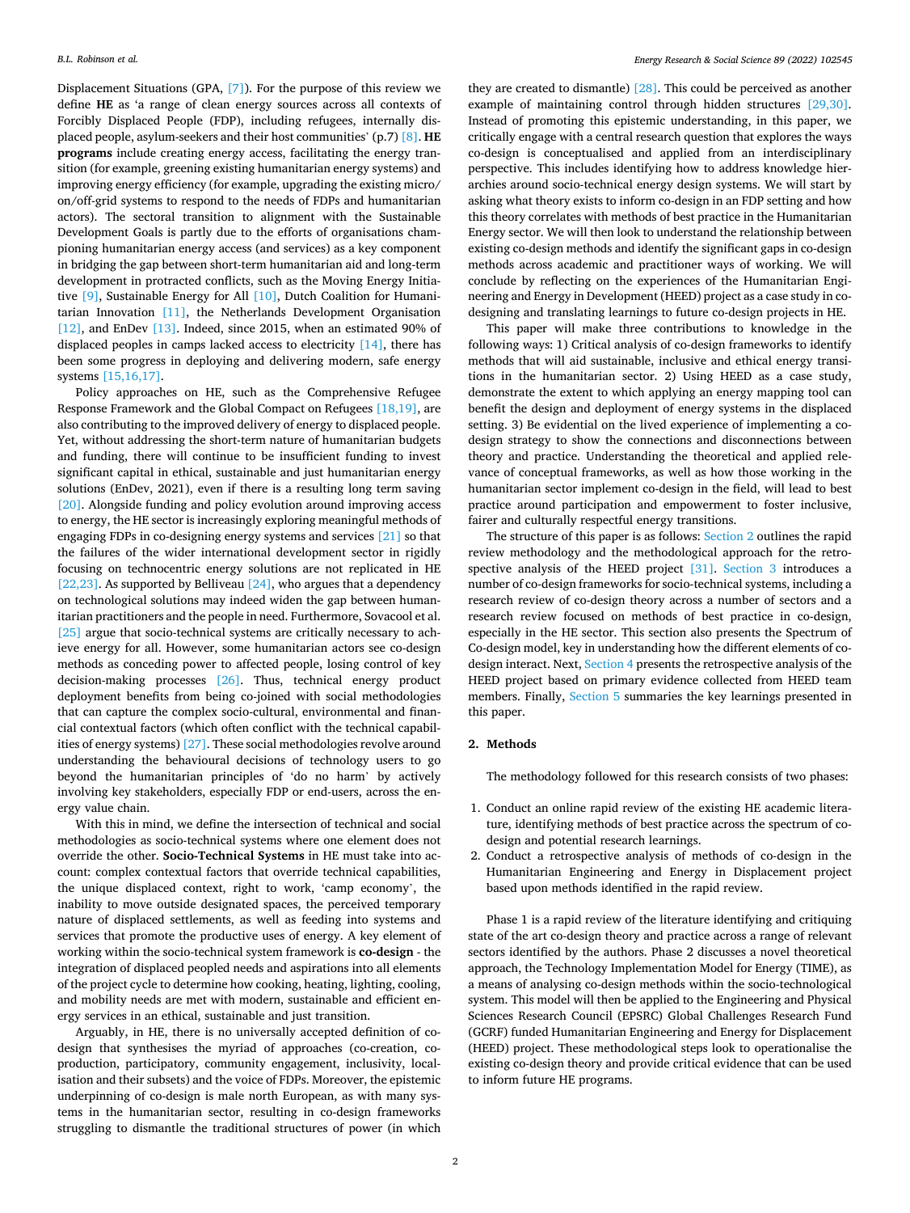Displacement Situations (GPA, [7]). For the purpose of this review we define **HE** as 'a range of clean energy sources across all contexts of Forcibly Displaced People (FDP), including refugees, internally displaced people, asylum-seekers and their host communities' (p.7) [8]. **HE programs** include creating energy access, facilitating the energy transition (for example, greening existing humanitarian energy systems) and improving energy efficiency (for example, upgrading the existing micro/on/off-grid systems to respond to the needs of FDPs and humanitarian actors). The sectoral transition to alignment with the Sustainable Development Goals is partly due to the efforts of organisations championing humanitarian energy access (and services) as a key component in bridging the gap between short-term humanitarian aid and long-term development in protracted conflicts, such as the Moving Energy Initiative [9], Sustainable Energy for All [10], Dutch Coalition for Humanitarian Innovation [11], the Netherlands Development Organisation [12], and EnDev [13]. Indeed, since 2015, when an estimated 90% of displaced peoples in camps lacked access to electricity [14], there has been some progress in deploying and delivering modern, safe energy systems [15,16,17].

Policy approaches on HE, such as the Comprehensive Refugee Response Framework and the Global Compact on Refugees [18,19], are also contributing to the improved delivery of energy to displaced people. Yet, without addressing the short-term nature of humanitarian budgets and funding, there will continue to be insufficient funding to invest significant capital in ethical, sustainable and just humanitarian energy solutions (EnDev, 2021), even if there is a resulting long term saving [20]. Alongside funding and policy evolution around improving access to energy, the HE sector is increasingly exploring meaningful methods of engaging FDPs in co-designing energy systems and services [21] so that the failures of the wider international development sector in rigidly focusing on technocentric energy solutions are not replicated in HE [22,23]. As supported by Belliveau [24], who argues that a dependency on technological solutions may indeed widen the gap between humanitarian practitioners and the people in need. Furthermore, Sovacool et al. [25] argue that socio-technical systems are critically necessary to achieve energy for all. However, some humanitarian actors see co-design methods as conceding power to affected people, losing control of key decision-making processes [26]. Thus, technical energy product deployment benefits from being co-joined with social methodologies that can capture the complex socio-cultural, environmental and financial contextual factors (which often conflict with the technical capabilities of energy systems) [27]. These social methodologies revolve around understanding the behavioural decisions of technology users to go beyond the humanitarian principles of 'do no harm' by actively involving key stakeholders, especially FDP or end-users, across the energy value chain.

With this in mind, we define the intersection of technical and social methodologies as socio-technical systems where one element does not override the other. **Socio-Technical Systems** in HE must take into account: complex contextual factors that override technical capabilities, the unique displaced context, right to work, 'camp economy', the inability to move outside designated spaces, the perceived temporary nature of displaced settlements, as well as feeding into systems and services that promote the productive uses of energy. A key element of working within the socio-technical system framework is **co-design** - the integration of displaced peopled needs and aspirations into all elements of the project cycle to determine how cooking, heating, lighting, cooling, and mobility needs are met with modern, sustainable and efficient energy services in an ethical, sustainable and just transition.

Arguably, in HE, there is no universally accepted definition of co-design that synthesises the myriad of approaches (co-creation, co-production, participatory, community engagement, inclusivity, localisation and their subsets) and the voice of FDPs. Moreover, the epistemic underpinning of co-design is male north European, as with many systems in the humanitarian sector, resulting in co-design frameworks struggling to dismantle the traditional structures of power (in which they are created to dismantle) [28]. This could be perceived as another example of maintaining control through hidden structures [29,30]. Instead of promoting this epistemic understanding, in this paper, we critically engage with a central research question that explores the ways co-design is conceptualised and applied from an interdisciplinary perspective. This includes identifying how to address knowledge hierarchies around socio-technical energy design systems. We will start by asking what theory exists to inform co-design in an FDP setting and how this theory correlates with methods of best practice in the Humanitarian Energy sector. We will then look to understand the relationship between existing co-design methods and identify the significant gaps in co-design methods across academic and practitioner ways of working. We will conclude by reflecting on the experiences of the Humanitarian Engineering and Energy in Development (HEED) project as a case study in co-designing and translating learnings to future co-design projects in HE.

This paper will make three contributions to knowledge in the following ways: 1) Critical analysis of co-design frameworks to identify methods that will aid sustainable, inclusive and ethical energy transitions in the humanitarian sector. 2) Using HEED as a case study, demonstrate the extent to which applying an energy mapping tool can benefit the design and deployment of energy systems in the displaced setting. 3) Be evidential on the lived experience of implementing a co-design strategy to show the connections and disconnections between theory and practice. Understanding the theoretical and applied relevance of conceptual frameworks, as well as how those working in the humanitarian sector implement co-design in the field, will lead to best practice around participation and empowerment to foster inclusive, fairer and culturally respectful energy transitions.

The structure of this paper is as follows: Section 2 outlines the rapid review methodology and the methodological approach for the retrospective analysis of the HEED project [31]. Section 3 introduces a number of co-design frameworks for socio-technical systems, including a research review of co-design theory across a number of sectors and a research review focused on methods of best practice in co-design, especially in the HE sector. This section also presents the Spectrum of Co-design model, key in understanding how the different elements of co-design interact. Next, Section 4 presents the retrospective analysis of the HEED project based on primary evidence collected from HEED team members. Finally, Section 5 summaries the key learnings presented in this paper.

## 2. Methods

The methodology followed for this research consists of two phases:

1. Conduct an online rapid review of the existing HE academic literature, identifying methods of best practice across the spectrum of co-design and potential research learnings.
2. Conduct a retrospective analysis of methods of co-design in the Humanitarian Engineering and Energy in Displacement project based upon methods identified in the rapid review.

Phase 1 is a rapid review of the literature identifying and critiquing state of the art co-design theory and practice across a range of relevant sectors identified by the authors. Phase 2 discusses a novel theoretical approach, the Technology Implementation Model for Energy (TIME), as a means of analysing co-design methods within the socio-technological system. This model will then be applied to the Engineering and Physical Sciences Research Council (EPSRC) Global Challenges Research Fund (GCRF) funded Humanitarian Engineering and Energy for Displacement (HEED) project. These methodological steps look to operationalise the existing co-design theory and provide critical evidence that can be used to inform future HE programs.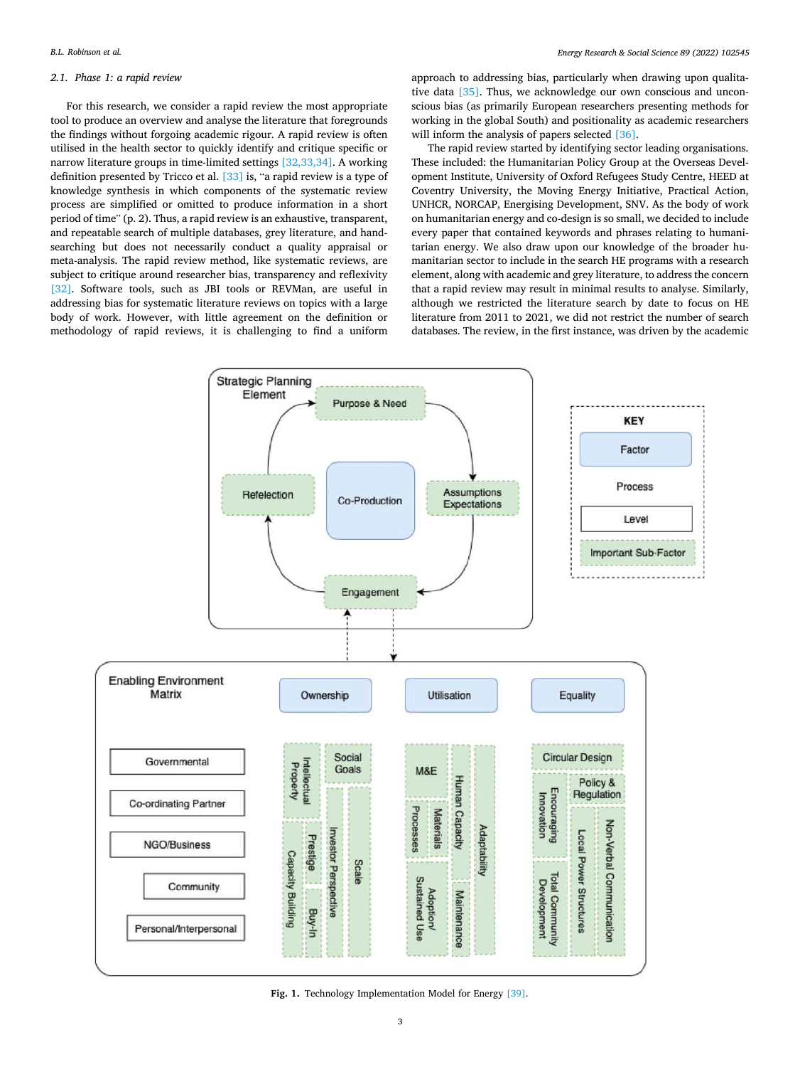### 2.1. Phase 1: a rapid review

For this research, we consider a rapid review the most appropriate tool to produce an overview and analyse the literature that foregrounds the findings without forgoing academic rigour. A rapid review is often utilised in the health sector to quickly identify and critique specific or narrow literature groups in time-limited settings [32,33,34]. A working definition presented by Tricco et al. [33] is, "a rapid review is a type of knowledge synthesis in which components of the systematic review process are simplified or omitted to produce information in a short period of time" (p. 2). Thus, a rapid review is an exhaustive, transparent, and repeatable search of multiple databases, grey literature, and hand-searching but does not necessarily conduct a quality appraisal or meta-analysis. The rapid review method, like systematic reviews, are subject to critique around researcher bias, transparency and reflexivity [32]. Software tools, such as JBI tools or REVMan, are useful in addressing bias for systematic literature reviews on topics with a large body of work. However, with little agreement on the definition or methodology of rapid reviews, it is challenging to find a uniform approach to addressing bias, particularly when drawing upon qualitative data [35]. Thus, we acknowledge our own conscious and unconscious bias (as primarily European researchers presenting methods for working in the global South) and positionality as academic researchers will inform the analysis of papers selected [36].

The rapid review started by identifying sector leading organisations. These included: the Humanitarian Policy Group at the Overseas Development Institute, University of Oxford Refugees Study Centre, HEED at Coventry University, the Moving Energy Initiative, Practical Action, UNHCR, NORCAP, Energising Development, SNV. As the body of work on humanitarian energy and co-design is so small, we decided to include every paper that contained keywords and phrases relating to humanitarian energy. We also draw upon our knowledge of the broader humanitarian sector to include in the search HE programs with a research element, along with academic and grey literature, to address the concern that a rapid review may result in minimal results to analyse. Similarly, although we restricted the literature search by date to focus on HE literature from 2011 to 2021, we did not restrict the number of search databases. The review, in the first instance, was driven by the academic

**Fig. 1.** Technology Implementation Model for Energy [39].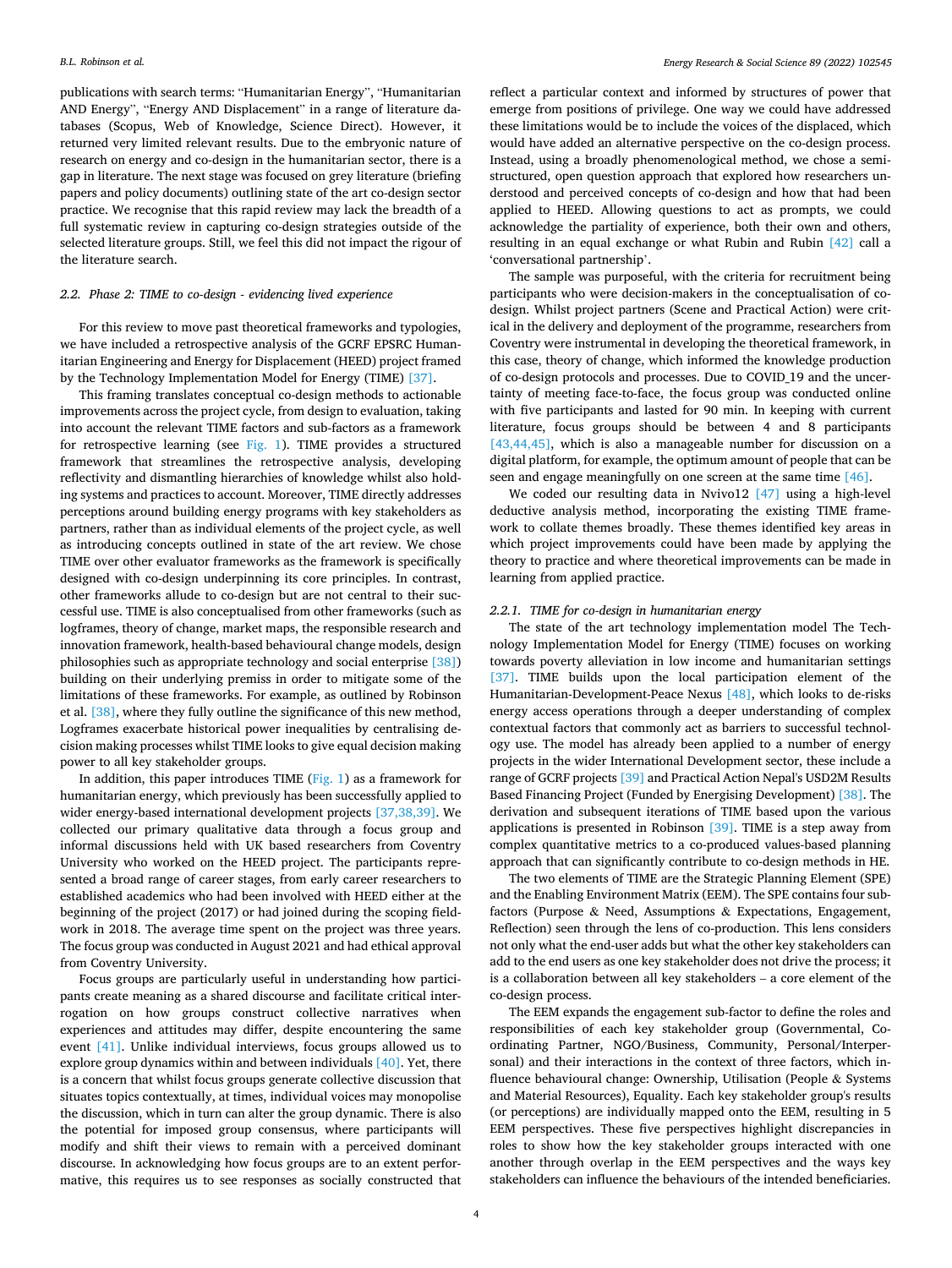publications with search terms: "Humanitarian Energy", "Humanitarian AND Energy", "Energy AND Displacement" in a range of literature databases (Scopus, Web of Knowledge, Science Direct). However, it returned very limited relevant results. Due to the embryonic nature of research on energy and co-design in the humanitarian sector, there is a gap in literature. The next stage was focused on grey literature (briefing papers and policy documents) outlining state of the art co-design sector practice. We recognise that this rapid review may lack the breadth of a full systematic review in capturing co-design strategies outside of the selected literature groups. Still, we feel this did not impact the rigour of the literature search.

### 2.2. Phase 2: TIME to co-design - evidencing lived experience

For this review to move past theoretical frameworks and typologies, we have included a retrospective analysis of the GCRF EPSRC Humanitarian Engineering and Energy for Displacement (HEED) project framed by the Technology Implementation Model for Energy (TIME) [37].

This framing translates conceptual co-design methods to actionable improvements across the project cycle, from design to evaluation, taking into account the relevant TIME factors and sub-factors as a framework for retrospective learning (see Fig. 1). TIME provides a structured framework that streamlines the retrospective analysis, developing reflectivity and dismantling hierarchies of knowledge whilst also holding systems and practices to account. Moreover, TIME directly addresses perceptions around building energy programs with key stakeholders as partners, rather than as individual elements of the project cycle, as well as introducing concepts outlined in state of the art review. We chose TIME over other evaluator frameworks as the framework is specifically designed with co-design underpinning its core principles. In contrast, other frameworks allude to co-design but are not central to their successful use. TIME is also conceptualised from other frameworks (such as logframes, theory of change, market maps, the responsible research and innovation framework, health-based behavioural change models, design philosophies such as appropriate technology and social enterprise [38]) building on their underlying premiss in order to mitigate some of the limitations of these frameworks. For example, as outlined by Robinson et al. [38], where they fully outline the significance of this new method, Logframes exacerbate historical power inequalities by centralising decision making processes whilst TIME looks to give equal decision making power to all key stakeholder groups.

In addition, this paper introduces TIME (Fig. 1) as a framework for humanitarian energy, which previously has been successfully applied to wider energy-based international development projects [37,38,39]. We collected our primary qualitative data through a focus group and informal discussions held with UK based researchers from Coventry University who worked on the HEED project. The participants represented a broad range of career stages, from early career researchers to established academics who had been involved with HEED either at the beginning of the project (2017) or had joined during the scoping fieldwork in 2018. The average time spent on the project was three years. The focus group was conducted in August 2021 and had ethical approval from Coventry University.

Focus groups are particularly useful in understanding how participants create meaning as a shared discourse and facilitate critical interrogation on how groups construct collective narratives when experiences and attitudes may differ, despite encountering the same event [41]. Unlike individual interviews, focus groups allowed us to explore group dynamics within and between individuals [40]. Yet, there is a concern that whilst focus groups generate collective discussion that situates topics contextually, at times, individual voices may monopolise the discussion, which in turn can alter the group dynamic. There is also the potential for imposed group consensus, where participants will modify and shift their views to remain with a perceived dominant discourse. In acknowledging how focus groups are to an extent performative, this requires us to see responses as socially constructed that reflect a particular context and informed by structures of power that emerge from positions of privilege. One way we could have addressed these limitations would be to include the voices of the displaced, which would have added an alternative perspective on the co-design process. Instead, using a broadly phenomenological method, we chose a semi-structured, open question approach that explored how researchers understood and perceived concepts of co-design and how that had been applied to HEED. Allowing questions to act as prompts, we could acknowledge the partiality of experience, both their own and others, resulting in an equal exchange or what Rubin and Rubin [42] call a 'conversational partnership'.

The sample was purposeful, with the criteria for recruitment being participants who were decision-makers in the conceptualisation of co-design. Whilst project partners (Scene and Practical Action) were critical in the delivery and deployment of the programme, researchers from Coventry were instrumental in developing the theoretical framework, in this case, theory of change, which informed the knowledge production of co-design protocols and processes. Due to COVID_19 and the uncertainty of meeting face-to-face, the focus group was conducted online with five participants and lasted for 90 min. In keeping with current literature, focus groups should be between 4 and 8 participants [43,44,45], which is also a manageable number for discussion on a digital platform, for example, the optimum amount of people that can be seen and engage meaningfully on one screen at the same time [46].

We coded our resulting data in Nvivo12 [47] using a high-level deductive analysis method, incorporating the existing TIME framework to collate themes broadly. These themes identified key areas in which project improvements could have been made by applying the theory to practice and where theoretical improvements can be made in learning from applied practice.

#### 2.2.1. TIME for co-design in humanitarian energy

The state of the art technology implementation model The Technology Implementation Model for Energy (TIME) focuses on working towards poverty alleviation in low income and humanitarian settings [37]. TIME builds upon the local participation element of the Humanitarian-Development-Peace Nexus [48], which looks to de-risks energy access operations through a deeper understanding of complex contextual factors that commonly act as barriers to successful technology use. The model has already been applied to a number of energy projects in the wider International Development sector, these include a range of GCRF projects [39] and Practical Action Nepal's USD2M Results Based Financing Project (Funded by Energising Development) [38]. The derivation and subsequent iterations of TIME based upon the various applications is presented in Robinson [39]. TIME is a step away from complex quantitative metrics to a co-produced values-based planning approach that can significantly contribute to co-design methods in HE.

The two elements of TIME are the Strategic Planning Element (SPE) and the Enabling Environment Matrix (EEM). The SPE contains four sub-factors (Purpose & Need, Assumptions & Expectations, Engagement, Reflection) seen through the lens of co-production. This lens considers not only what the end-user adds but what the other key stakeholders can add to the end users as one key stakeholder does not drive the process; it is a collaboration between all key stakeholders – a core element of the co-design process.

The EEM expands the engagement sub-factor to define the roles and responsibilities of each key stakeholder group (Governmental, Coordinating Partner, NGO/Business, Community, Personal/Interpersonal) and their interactions in the context of three factors, which influence behavioural change: Ownership, Utilisation (People & Systems and Material Resources), Equality. Each key stakeholder group's results (or perceptions) are individually mapped onto the EEM, resulting in 5 EEM perspectives. These five perspectives highlight discrepancies in roles to show how the key stakeholder groups interacted with one another through overlap in the EEM perspectives and the ways key stakeholders can influence the behaviours of the intended beneficiaries.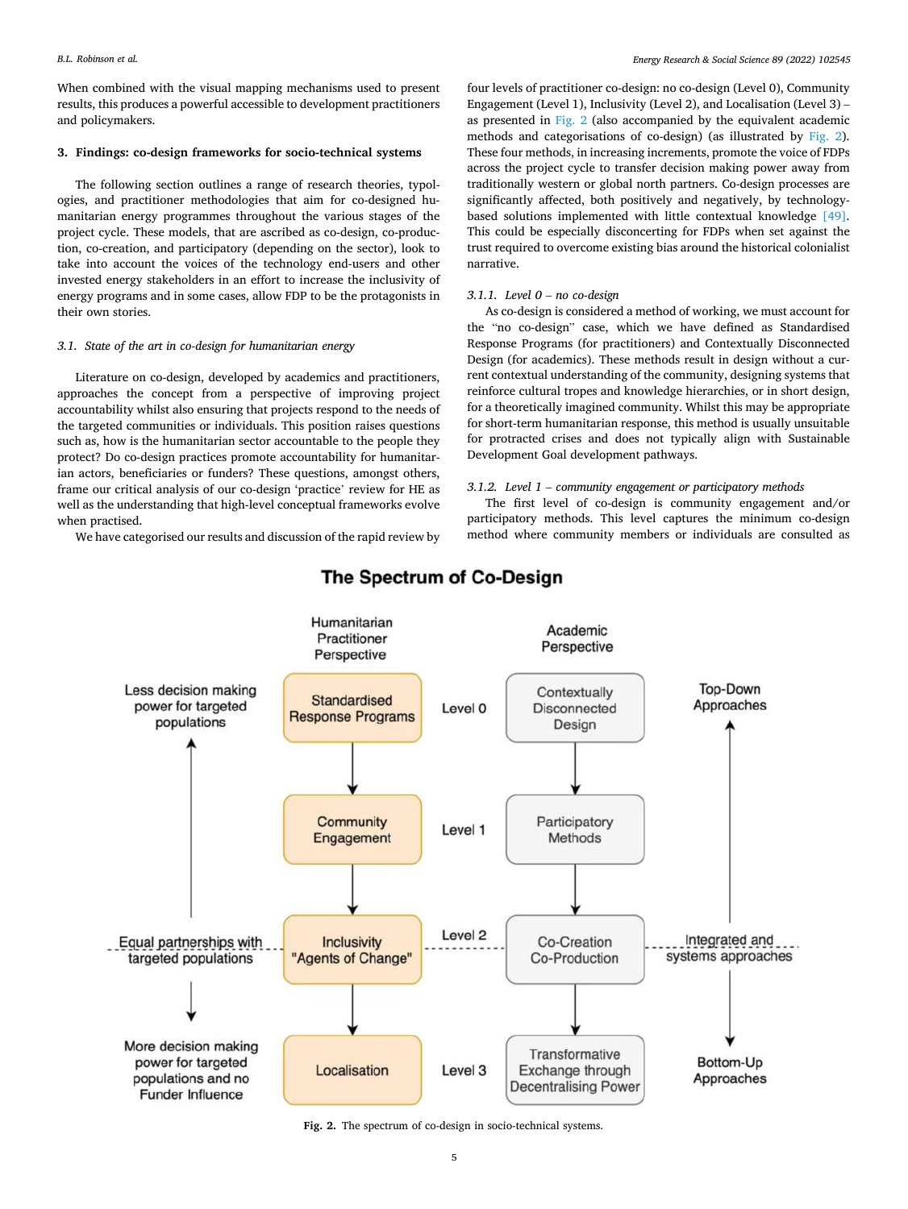When combined with the visual mapping mechanisms used to present results, this produces a powerful accessible to development practitioners and policymakers.

## 3. Findings: co-design frameworks for socio-technical systems

The following section outlines a range of research theories, typologies, and practitioner methodologies that aim for co-designed humanitarian energy programmes throughout the various stages of the project cycle. These models, that are ascribed as co-design, co-production, co-creation, and participatory (depending on the sector), look to take into account the voices of the technology end-users and other invested energy stakeholders in an effort to increase the inclusivity of energy programs and in some cases, allow FDP to be the protagonists in their own stories.

### 3.1. State of the art in co-design for humanitarian energy

Literature on co-design, developed by academics and practitioners, approaches the concept from a perspective of improving project accountability whilst also ensuring that projects respond to the needs of the targeted communities or individuals. This position raises questions such as, how is the humanitarian sector accountable to the people they protect? Do co-design practices promote accountability for humanitarian actors, beneficiaries or funders? These questions, amongst others, frame our critical analysis of our co-design 'practice' review for HE as well as the understanding that high-level conceptual frameworks evolve when practised.

We have categorised our results and discussion of the rapid review by four levels of practitioner co-design: no co-design (Level 0), Community Engagement (Level 1), Inclusivity (Level 2), and Localisation (Level 3) – as presented in Fig. 2 (also accompanied by the equivalent academic methods and categorisations of co-design) (as illustrated by Fig. 2). These four methods, in increasing increments, promote the voice of FDPs across the project cycle to transfer decision making power away from traditionally western or global north partners. Co-design processes are significantly affected, both positively and negatively, by technology-based solutions implemented with little contextual knowledge [49]. This could be especially disconcerting for FDPs when set against the trust required to overcome existing bias around the historical colonialist narrative.

#### 3.1.1. Level 0 – no co-design

As co-design is considered a method of working, we must account for the "no co-design" case, which we have defined as Standardised Response Programs (for practitioners) and Contextually Disconnected Design (for academics). These methods result in design without a current contextual understanding of the community, designing systems that reinforce cultural tropes and knowledge hierarchies, or in short design, for a theoretically imagined community. Whilst this may be appropriate for short-term humanitarian response, this method is usually unsuitable for protracted crises and does not typically align with Sustainable Development Goal development pathways.

#### 3.1.2. Level 1 – community engagement or participatory methods

The first level of co-design is community engagement and/or participatory methods. This level captures the minimum co-design method where community members or individuals are consulted as

**The Spectrum of Co-Design**

| | Humanitarian Practitioner Perspective | Level | Academic Perspective | |
|---|---|---|---|---|
| Less decision making power for targeted populations | Standardised Response Programs | Level 0 | Contextually Disconnected Design | Top-Down Approaches |
| | Community Engagement | Level 1 | Participatory Methods | |
| Equal partnerships with targeted populations | Inclusivity "Agents of Change" | Level 2 | Co-Creation Co-Production | Integrated and systems approaches |
| More decision making power for targeted populations and no Funder Influence | Localisation | Level 3 | Transformative Exchange through Decentralising Power | Bottom-Up Approaches |

**Fig. 2.** The spectrum of co-design in socio-technical systems.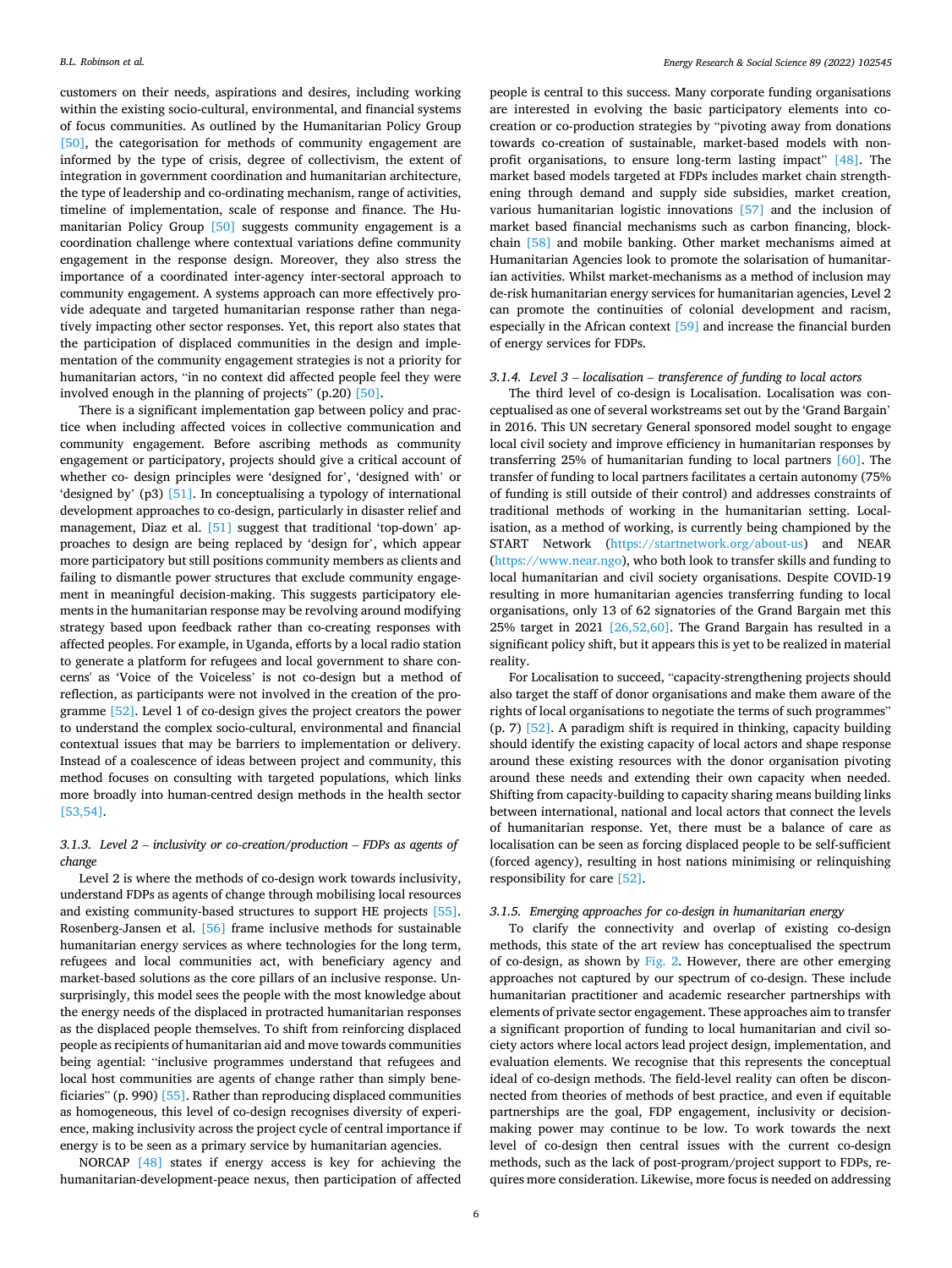customers on their needs, aspirations and desires, including working within the existing socio-cultural, environmental, and financial systems of focus communities. As outlined by the Humanitarian Policy Group [50], the categorisation for methods of community engagement are informed by the type of crisis, degree of collectivism, the extent of integration in government coordination and humanitarian architecture, the type of leadership and co-ordinating mechanism, range of activities, timeline of implementation, scale of response and finance. The Humanitarian Policy Group [50] suggests community engagement is a coordination challenge where contextual variations define community engagement in the response design. Moreover, they also stress the importance of a coordinated inter-agency inter-sectoral approach to community engagement. A systems approach can more effectively provide adequate and targeted humanitarian response rather than negatively impacting other sector responses. Yet, this report also states that the participation of displaced communities in the design and implementation of the community engagement strategies is not a priority for humanitarian actors, "in no context did affected people feel they were involved enough in the planning of projects" (p.20) [50].

There is a significant implementation gap between policy and practice when including affected voices in collective communication and community engagement. Before ascribing methods as community engagement or participatory, projects should give a critical account of whether co- design principles were 'designed for', 'designed with' or 'designed by' (p3) [51]. In conceptualising a typology of international development approaches to co-design, particularly in disaster relief and management, Diaz et al. [51] suggest that traditional 'top-down' approaches to design are being replaced by 'design for', which appear more participatory but still positions community members as clients and failing to dismantle power structures that exclude community engagement in meaningful decision-making. This suggests participatory elements in the humanitarian response may be revolving around modifying strategy based upon feedback rather than co-creating responses with affected peoples. For example, in Uganda, efforts by a local radio station to generate a platform for refugees and local government to share concerns' as 'Voice of the Voiceless' is not co-design but a method of reflection, as participants were not involved in the creation of the programme [52]. Level 1 of co-design gives the project creators the power to understand the complex socio-cultural, environmental and financial contextual issues that may be barriers to implementation or delivery. Instead of a coalescence of ideas between project and community, this method focuses on consulting with targeted populations, which links more broadly into human-centred design methods in the health sector [53,54].

### 3.1.3. Level 2 – inclusivity or co-creation/production – FDPs as agents of change

Level 2 is where the methods of co-design work towards inclusivity, understand FDPs as agents of change through mobilising local resources and existing community-based structures to support HE projects [55]. Rosenberg-Jansen et al. [56] frame inclusive methods for sustainable humanitarian energy services as where technologies for the long term, refugees and local communities act, with beneficiary agency and market-based solutions as the core pillars of an inclusive response. Unsurprisingly, this model sees the people with the most knowledge about the energy needs of the displaced in protracted humanitarian responses as the displaced people themselves. To shift from reinforcing displaced people as recipients of humanitarian aid and move towards communities being agential: "inclusive programmes understand that refugees and local host communities are agents of change rather than simply beneficiaries" (p. 990) [55]. Rather than reproducing displaced communities as homogeneous, this level of co-design recognises diversity of experience, making inclusivity across the project cycle of central importance if energy is to be seen as a primary service by humanitarian agencies.

NORCAP [48] states if energy access is key for achieving the humanitarian-development-peace nexus, then participation of affected people is central to this success. Many corporate funding organisations are interested in evolving the basic participatory elements into co-creation or co-production strategies by "pivoting away from donations towards co-creation of sustainable, market-based models with non-profit organisations, to ensure long-term lasting impact" [48]. The market based models targeted at FDPs includes market chain strengthening through demand and supply side subsidies, market creation, various humanitarian logistic innovations [57] and the inclusion of market based financial mechanisms such as carbon financing, blockchain [58] and mobile banking. Other market mechanisms aimed at Humanitarian Agencies look to promote the solarisation of humanitarian activities. Whilst market-mechanisms as a method of inclusion may de-risk humanitarian energy services for humanitarian agencies, Level 2 can promote the continuities of colonial development and racism, especially in the African context [59] and increase the financial burden of energy services for FDPs.

### 3.1.4. Level 3 – localisation – transference of funding to local actors

The third level of co-design is Localisation. Localisation was conceptualised as one of several workstreams set out by the 'Grand Bargain' in 2016. This UN secretary General sponsored model sought to engage local civil society and improve efficiency in humanitarian responses by transferring 25% of humanitarian funding to local partners [60]. The transfer of funding to local partners facilitates a certain autonomy (75% of funding is still outside of their control) and addresses constraints of traditional methods of working in the humanitarian setting. Localisation, as a method of working, is currently being championed by the START Network (https://startnetwork.org/about-us) and NEAR (https://www.near.ngo), who both look to transfer skills and funding to local humanitarian and civil society organisations. Despite COVID-19 resulting in more humanitarian agencies transferring funding to local organisations, only 13 of 62 signatories of the Grand Bargain met this 25% target in 2021 [26,52,60]. The Grand Bargain has resulted in a significant policy shift, but it appears this is yet to be realized in material reality.

For Localisation to succeed, "capacity-strengthening projects should also target the staff of donor organisations and make them aware of the rights of local organisations to negotiate the terms of such programmes" (p. 7) [52]. A paradigm shift is required in thinking, capacity building should identify the existing capacity of local actors and shape response around these existing resources with the donor organisation pivoting around these needs and extending their own capacity when needed. Shifting from capacity-building to capacity sharing means building links between international, national and local actors that connect the levels of humanitarian response. Yet, there must be a balance of care as localisation can be seen as forcing displaced people to be self-sufficient (forced agency), resulting in host nations minimising or relinquishing responsibility for care [52].

### 3.1.5. Emerging approaches for co-design in humanitarian energy

To clarify the connectivity and overlap of existing co-design methods, this state of the art review has conceptualised the spectrum of co-design, as shown by Fig. 2. However, there are other emerging approaches not captured by our spectrum of co-design. These include humanitarian practitioner and academic researcher partnerships with elements of private sector engagement. These approaches aim to transfer a significant proportion of funding to local humanitarian and civil society actors where local actors lead project design, implementation, and evaluation elements. We recognise that this represents the conceptual ideal of co-design methods. The field-level reality can often be disconnected from theories of methods of best practice, and even if equitable partnerships are the goal, FDP engagement, inclusivity or decision-making power may continue to be low. To work towards the next level of co-design then central issues with the current co-design methods, such as the lack of post-program/project support to FDPs, requires more consideration. Likewise, more focus is needed on addressing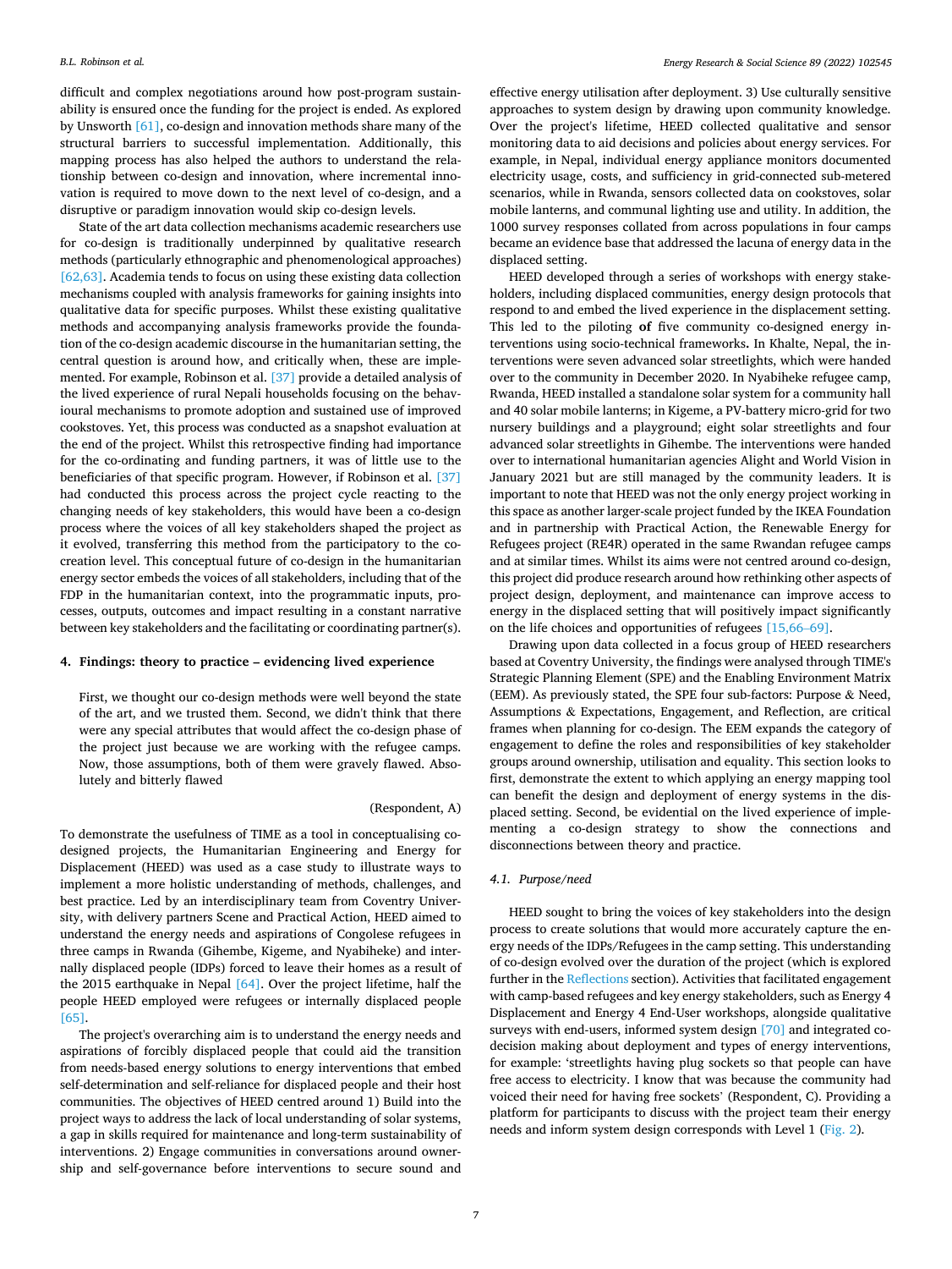difficult and complex negotiations around how post-program sustainability is ensured once the funding for the project is ended. As explored by Unsworth [61], co-design and innovation methods share many of the structural barriers to successful implementation. Additionally, this mapping process has also helped the authors to understand the relationship between co-design and innovation, where incremental innovation is required to move down to the next level of co-design, and a disruptive or paradigm innovation would skip co-design levels.

State of the art data collection mechanisms academic researchers use for co-design is traditionally underpinned by qualitative research methods (particularly ethnographic and phenomenological approaches) [62,63]. Academia tends to focus on using these existing data collection mechanisms coupled with analysis frameworks for gaining insights into qualitative data for specific purposes. Whilst these existing qualitative methods and accompanying analysis frameworks provide the foundation of the co-design academic discourse in the humanitarian setting, the central question is around how, and critically when, these are implemented. For example, Robinson et al. [37] provide a detailed analysis of the lived experience of rural Nepali households focusing on the behavioural mechanisms to promote adoption and sustained use of improved cookstoves. Yet, this process was conducted as a snapshot evaluation at the end of the project. Whilst this retrospective finding had importance for the co-ordinating and funding partners, it was of little use to the beneficiaries of that specific program. However, if Robinson et al. [37] had conducted this process across the project cycle reacting to the changing needs of key stakeholders, this would have been a co-design process where the voices of all key stakeholders shaped the project as it evolved, transferring this method from the participatory to the co-creation level. This conceptual future of co-design in the humanitarian energy sector embeds the voices of all stakeholders, including that of the FDP in the humanitarian context, into the programmatic inputs, processes, outputs, outcomes and impact resulting in a constant narrative between key stakeholders and the facilitating or coordinating partner(s).

## 4. Findings: theory to practice – evidencing lived experience

> First, we thought our co-design methods were well beyond the state of the art, and we trusted them. Second, we didn't think that there were any special attributes that would affect the co-design phase of the project just because we are working with the refugee camps. Now, those assumptions, both of them were gravely flawed. Absolutely and bitterly flawed
>
> (Respondent, A)

To demonstrate the usefulness of TIME as a tool in conceptualising co-designed projects, the Humanitarian Engineering and Energy for Displacement (HEED) was used as a case study to illustrate ways to implement a more holistic understanding of methods, challenges, and best practice. Led by an interdisciplinary team from Coventry University, with delivery partners Scene and Practical Action, HEED aimed to understand the energy needs and aspirations of Congolese refugees in three camps in Rwanda (Gihembe, Kigeme, and Nyabiheke) and internally displaced people (IDPs) forced to leave their homes as a result of the 2015 earthquake in Nepal [64]. Over the project lifetime, half the people HEED employed were refugees or internally displaced people [65].

The project's overarching aim is to understand the energy needs and aspirations of forcibly displaced people that could aid the transition from needs-based energy solutions to energy interventions that embed self-determination and self-reliance for displaced people and their host communities. The objectives of HEED centred around 1) Build into the project ways to address the lack of local understanding of solar systems, a gap in skills required for maintenance and long-term sustainability of interventions. 2) Engage communities in conversations around ownership and self-governance before interventions to secure sound and effective energy utilisation after deployment. 3) Use culturally sensitive approaches to system design by drawing upon community knowledge. Over the project's lifetime, HEED collected qualitative and sensor monitoring data to aid decisions and policies about energy services. For example, in Nepal, individual energy appliance monitors documented electricity usage, costs, and sufficiency in grid-connected sub-metered scenarios, while in Rwanda, sensors collected data on cookstoves, solar mobile lanterns, and communal lighting use and utility. In addition, the 1000 survey responses collated from across populations in four camps became an evidence base that addressed the lacuna of energy data in the displaced setting.

HEED developed through a series of workshops with energy stakeholders, including displaced communities, energy design protocols that respond to and embed the lived experience in the displacement setting. This led to the piloting **of** five community co-designed energy interventions using socio-technical frameworks**.** In Khalte, Nepal, the interventions were seven advanced solar streetlights, which were handed over to the community in December 2020. In Nyabiheke refugee camp, Rwanda, HEED installed a standalone solar system for a community hall and 40 solar mobile lanterns; in Kigeme, a PV-battery micro-grid for two nursery buildings and a playground; eight solar streetlights and four advanced solar streetlights in Gihembe. The interventions were handed over to international humanitarian agencies Alight and World Vision in January 2021 but are still managed by the community leaders. It is important to note that HEED was not the only energy project working in this space as another larger-scale project funded by the IKEA Foundation and in partnership with Practical Action, the Renewable Energy for Refugees project (RE4R) operated in the same Rwandan refugee camps and at similar times. Whilst its aims were not centred around co-design, this project did produce research around how rethinking other aspects of project design, deployment, and maintenance can improve access to energy in the displaced setting that will positively impact significantly on the life choices and opportunities of refugees [15,66–69].

Drawing upon data collected in a focus group of HEED researchers based at Coventry University, the findings were analysed through TIME's Strategic Planning Element (SPE) and the Enabling Environment Matrix (EEM). As previously stated, the SPE four sub-factors: Purpose & Need, Assumptions & Expectations, Engagement, and Reflection, are critical frames when planning for co-design. The EEM expands the category of engagement to define the roles and responsibilities of key stakeholder groups around ownership, utilisation and equality. This section looks to first, demonstrate the extent to which applying an energy mapping tool can benefit the design and deployment of energy systems in the displaced setting. Second, be evidential on the lived experience of implementing a co-design strategy to show the connections and disconnections between theory and practice.

### 4.1. Purpose/need

HEED sought to bring the voices of key stakeholders into the design process to create solutions that would more accurately capture the energy needs of the IDPs/Refugees in the camp setting. This understanding of co-design evolved over the duration of the project (which is explored further in the Reflections section). Activities that facilitated engagement with camp-based refugees and key energy stakeholders, such as Energy 4 Displacement and Energy 4 End-User workshops, alongside qualitative surveys with end-users, informed system design [70] and integrated co-decision making about deployment and types of energy interventions, for example: 'streetlights having plug sockets so that people can have free access to electricity. I know that was because the community had voiced their need for having free sockets' (Respondent, C). Providing a platform for participants to discuss with the project team their energy needs and inform system design corresponds with Level 1 (Fig. 2).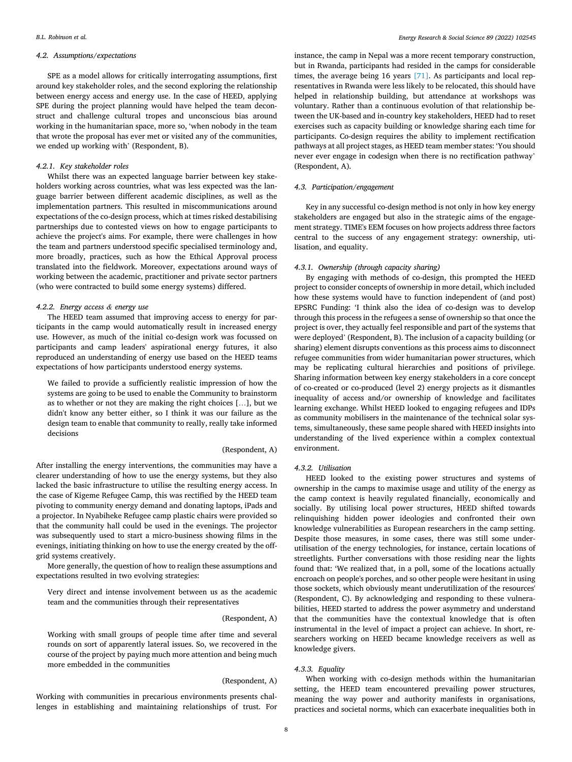### 4.2. Assumptions/expectations

SPE as a model allows for critically interrogating assumptions, first around key stakeholder roles, and the second exploring the relationship between energy access and energy use. In the case of HEED, applying SPE during the project planning would have helped the team deconstruct and challenge cultural tropes and unconscious bias around working in the humanitarian space, more so, 'when nobody in the team that wrote the proposal has ever met or visited any of the communities, we ended up working with' (Respondent, B).

#### 4.2.1. Key stakeholder roles

Whilst there was an expected language barrier between key stakeholders working across countries, what was less expected was the language barrier between different academic disciplines, as well as the implementation partners. This resulted in miscommunications around expectations of the co-design process, which at times risked destabilising partnerships due to contested views on how to engage participants to achieve the project's aims. For example, there were challenges in how the team and partners understood specific specialised terminology and, more broadly, practices, such as how the Ethical Approval process translated into the fieldwork. Moreover, expectations around ways of working between the academic, practitioner and private sector partners (who were contracted to build some energy systems) differed.

#### 4.2.2. Energy access & energy use

The HEED team assumed that improving access to energy for participants in the camp would automatically result in increased energy use. However, as much of the initial co-design work was focussed on participants and camp leaders' aspirational energy futures, it also reproduced an understanding of energy use based on the HEED teams expectations of how participants understood energy systems.

> We failed to provide a sufficiently realistic impression of how the systems are going to be used to enable the Community to brainstorm as to whether or not they are making the right choices […], but we didn't know any better either, so I think it was our failure as the design team to enable that community to really, really take informed decisions
>
> (Respondent, A)

After installing the energy interventions, the communities may have a clearer understanding of how to use the energy systems, but they also lacked the basic infrastructure to utilise the resulting energy access. In the case of Kigeme Refugee Camp, this was rectified by the HEED team pivoting to community energy demand and donating laptops, iPads and a projector. In Nyabiheke Refugee camp plastic chairs were provided so that the community hall could be used in the evenings. The projector was subsequently used to start a micro-business showing films in the evenings, initiating thinking on how to use the energy created by the off-grid systems creatively.

More generally, the question of how to realign these assumptions and expectations resulted in two evolving strategies:

> Very direct and intense involvement between us as the academic team and the communities through their representatives
>
> (Respondent, A)

> Working with small groups of people time after time and several rounds on sort of apparently lateral issues. So, we recovered in the course of the project by paying much more attention and being much more embedded in the communities
>
> (Respondent, A)

Working with communities in precarious environments presents challenges in establishing and maintaining relationships of trust. For instance, the camp in Nepal was a more recent temporary construction, but in Rwanda, participants had resided in the camps for considerable times, the average being 16 years [71]. As participants and local representatives in Rwanda were less likely to be relocated, this should have helped in relationship building, but attendance at workshops was voluntary. Rather than a continuous evolution of that relationship between the UK-based and in-country key stakeholders, HEED had to reset exercises such as capacity building or knowledge sharing each time for participants. Co-design requires the ability to implement rectification pathways at all project stages, as HEED team member states: 'You should never ever engage in codesign when there is no rectification pathway' (Respondent, A).

### 4.3. Participation/engagement

Key in any successful co-design method is not only in how key energy stakeholders are engaged but also in the strategic aims of the engagement strategy. TIME's EEM focuses on how projects address three factors central to the success of any engagement strategy: ownership, utilisation, and equality.

#### 4.3.1. Ownership (through capacity sharing)

By engaging with methods of co-design, this prompted the HEED project to consider concepts of ownership in more detail, which included how these systems would have to function independent of (and post) EPSRC Funding: 'I think also the idea of co-design was to develop through this process in the refugees a sense of ownership so that once the project is over, they actually feel responsible and part of the systems that were deployed' (Respondent, B). The inclusion of a capacity building (or sharing) element disrupts conventions as this process aims to disconnect refugee communities from wider humanitarian power structures, which may be replicating cultural hierarchies and positions of privilege. Sharing information between key energy stakeholders in a core concept of co-created or co-produced (level 2) energy projects as it dismantles inequality of access and/or ownership of knowledge and facilitates learning exchange. Whilst HEED looked to engaging refugees and IDPs as community mobilisers in the maintenance of the technical solar systems, simultaneously, these same people shared with HEED insights into understanding of the lived experience within a complex contextual environment.

#### 4.3.2. Utilisation

HEED looked to the existing power structures and systems of ownership in the camps to maximise usage and utility of the energy as the camp context is heavily regulated financially, economically and socially. By utilising local power structures, HEED shifted towards relinquishing hidden power ideologies and confronted their own knowledge vulnerabilities as European researchers in the camp setting. Despite those measures, in some cases, there was still some underutilisation of the energy technologies, for instance, certain locations of streetlights. Further conversations with those residing near the lights found that: 'We realized that, in a poll, some of the locations actually encroach on people's porches, and so other people were hesitant in using those sockets, which obviously meant underutilization of the resources' (Respondent, C). By acknowledging and responding to these vulnerabilities, HEED started to address the power asymmetry and understand that the communities have the contextual knowledge that is often instrumental in the level of impact a project can achieve. In short, researchers working on HEED became knowledge receivers as well as knowledge givers.

#### 4.3.3. Equality

When working with co-design methods within the humanitarian setting, the HEED team encountered prevailing power structures, meaning the way power and authority manifests in organisations, practices and societal norms, which can exacerbate inequalities both in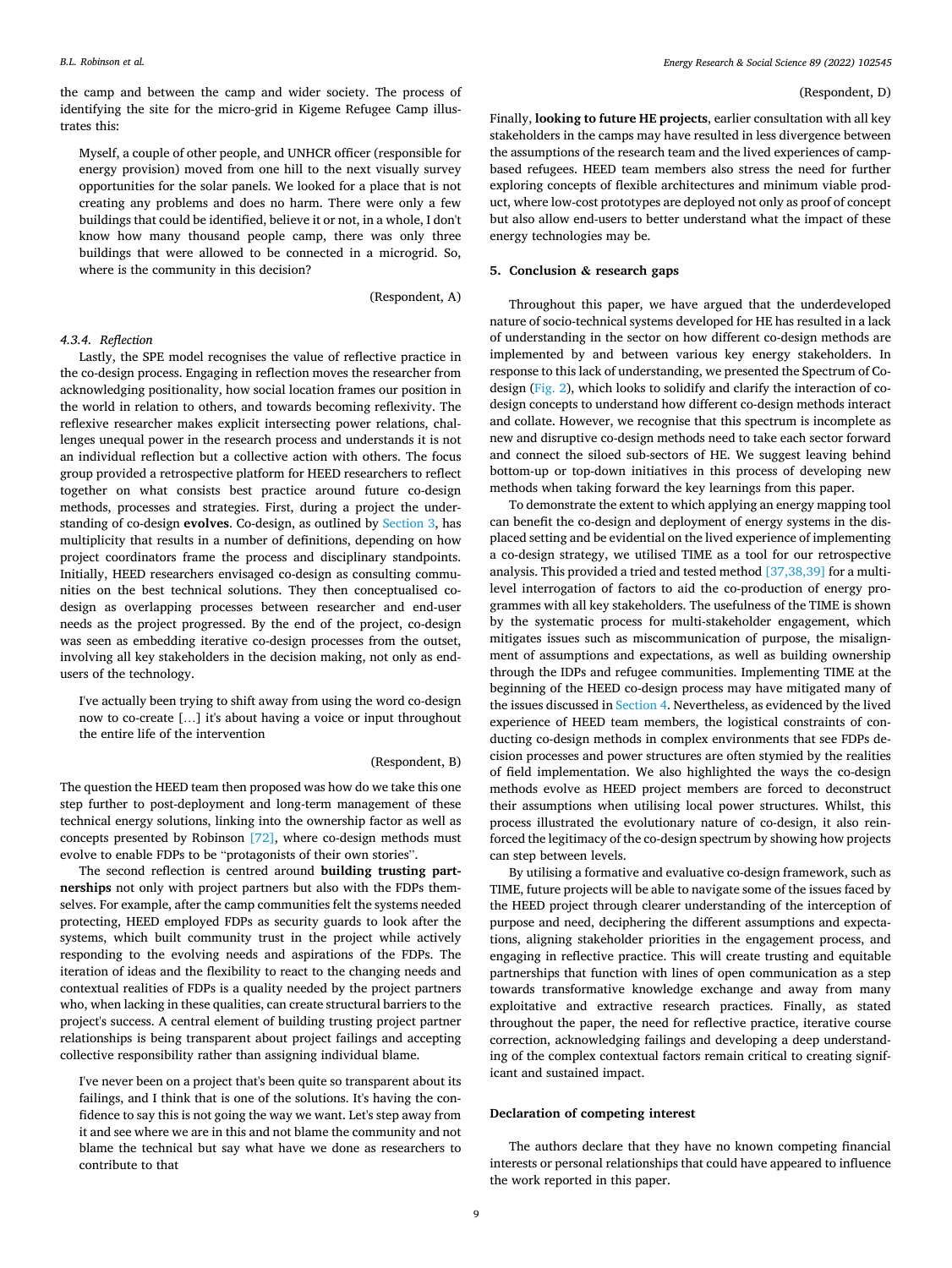the camp and between the camp and wider society. The process of identifying the site for the micro-grid in Kigeme Refugee Camp illustrates this:

> Myself, a couple of other people, and UNHCR officer (responsible for energy provision) moved from one hill to the next visually survey opportunities for the solar panels. We looked for a place that is not creating any problems and does no harm. There were only a few buildings that could be identified, believe it or not, in a whole, I don't know how many thousand people camp, there was only three buildings that were allowed to be connected in a microgrid. So, where is the community in this decision?
>
> (Respondent, A)

#### 4.3.4. Reflection

Lastly, the SPE model recognises the value of reflective practice in the co-design process. Engaging in reflection moves the researcher from acknowledging positionality, how social location frames our position in the world in relation to others, and towards becoming reflexivity. The reflexive researcher makes explicit intersecting power relations, challenges unequal power in the research process and understands it is not an individual reflection but a collective action with others. The focus group provided a retrospective platform for HEED researchers to reflect together on what consists best practice around future co-design methods, processes and strategies. First, during a project the understanding of co-design **evolves**. Co-design, as outlined by Section 3, has multiplicity that results in a number of definitions, depending on how project coordinators frame the process and disciplinary standpoints. Initially, HEED researchers envisaged co-design as consulting communities on the best technical solutions. They then conceptualised co-design as overlapping processes between researcher and end-user needs as the project progressed. By the end of the project, co-design was seen as embedding iterative co-design processes from the outset, involving all key stakeholders in the decision making, not only as end-users of the technology.

> I've actually been trying to shift away from using the word co-design now to co-create [...] it's about having a voice or input throughout the entire life of the intervention
>
> (Respondent, B)

The question the HEED team then proposed was how do we take this one step further to post-deployment and long-term management of these technical energy solutions, linking into the ownership factor as well as concepts presented by Robinson [72], where co-design methods must evolve to enable FDPs to be "protagonists of their own stories".

The second reflection is centred around **building trusting partnerships** not only with project partners but also with the FDPs themselves. For example, after the camp communities felt the systems needed protecting, HEED employed FDPs as security guards to look after the systems, which built community trust in the project while actively responding to the evolving needs and aspirations of the FDPs. The iteration of ideas and the flexibility to react to the changing needs and contextual realities of FDPs is a quality needed by the project partners who, when lacking in these qualities, can create structural barriers to the project's success. A central element of building trusting project partner relationships is being transparent about project failings and accepting collective responsibility rather than assigning individual blame.

> I've never been on a project that's been quite so transparent about its failings, and I think that is one of the solutions. It's having the confidence to say this is not going the way we want. Let's step away from it and see where we are in this and not blame the community and not blame the technical but say what have we done as researchers to contribute to that
>
> (Respondent, D)

Finally, **looking to future HE projects**, earlier consultation with all key stakeholders in the camps may have resulted in less divergence between the assumptions of the research team and the lived experiences of camp-based refugees. HEED team members also stress the need for further exploring concepts of flexible architectures and minimum viable product, where low-cost prototypes are deployed not only as proof of concept but also allow end-users to better understand what the impact of these energy technologies may be.

## 5. Conclusion & research gaps

Throughout this paper, we have argued that the underdeveloped nature of socio-technical systems developed for HE has resulted in a lack of understanding in the sector on how different co-design methods are implemented by and between various key energy stakeholders. In response to this lack of understanding, we presented the Spectrum of Co-design (Fig. 2), which looks to solidify and clarify the interaction of co-design concepts to understand how different co-design methods interact and collate. However, we recognise that this spectrum is incomplete as new and disruptive co-design methods need to take each sector forward and connect the siloed sub-sectors of HE. We suggest leaving behind bottom-up or top-down initiatives in this process of developing new methods when taking forward the key learnings from this paper.

To demonstrate the extent to which applying an energy mapping tool can benefit the co-design and deployment of energy systems in the displaced setting and be evidential on the lived experience of implementing a co-design strategy, we utilised TIME as a tool for our retrospective analysis. This provided a tried and tested method [37,38,39] for a multi-level interrogation of factors to aid the co-production of energy programmes with all key stakeholders. The usefulness of the TIME is shown by the systematic process for multi-stakeholder engagement, which mitigates issues such as miscommunication of purpose, the misalignment of assumptions and expectations, as well as building ownership through the IDPs and refugee communities. Implementing TIME at the beginning of the HEED co-design process may have mitigated many of the issues discussed in Section 4. Nevertheless, as evidenced by the lived experience of HEED team members, the logistical constraints of conducting co-design methods in complex environments that see FDPs decision processes and power structures are often stymied by the realities of field implementation. We also highlighted the ways the co-design methods evolve as HEED project members are forced to deconstruct their assumptions when utilising local power structures. Whilst, this process illustrated the evolutionary nature of co-design, it also reinforced the legitimacy of the co-design spectrum by showing how projects can step between levels.

By utilising a formative and evaluative co-design framework, such as TIME, future projects will be able to navigate some of the issues faced by the HEED project through clearer understanding of the interception of purpose and need, deciphering the different assumptions and expectations, aligning stakeholder priorities in the engagement process, and engaging in reflective practice. This will create trusting and equitable partnerships that function with lines of open communication as a step towards transformative knowledge exchange and away from many exploitative and extractive research practices. Finally, as stated throughout the paper, the need for reflective practice, iterative course correction, acknowledging failings and developing a deep understanding of the complex contextual factors remain critical to creating significant and sustained impact.

## Declaration of competing interest

The authors declare that they have no known competing financial interests or personal relationships that could have appeared to influence the work reported in this paper.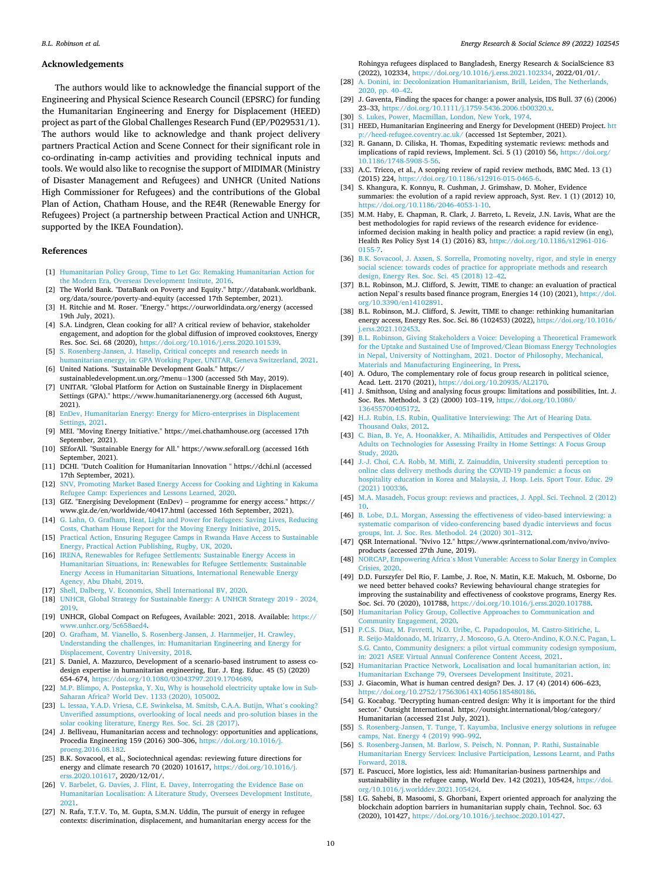## Acknowledgements

The authors would like to acknowledge the financial support of the Engineering and Physical Science Research Council (EPSRC) for funding the Humanitarian Engineering and Energy for Displacement (HEED) project as part of the Global Challenges Research Fund (EP/P029531/1). The authors would like to acknowledge and thank project delivery partners Practical Action and Scene Connect for their significant role in co-ordinating in-camp activities and providing technical inputs and tools. We would also like to recognise the support of MIDIMAR (Ministry of Disaster Management and Refugees) and UNHCR (United Nations High Commissioner for Refugees) and the contributions of the Global Plan of Action, Chatham House, and the RE4R (Renewable Energy for Refugees) Project (a partnership between Practical Action and UNHCR, supported by the IKEA Foundation).

## References

[1] Humanitarian Policy Group, Time to Let Go: Remaking Humanitarian Action for the Modern Era, Overseas Development Insitute, 2016.

[2] The World Bank. "DataBank on Poverty and Equity." http://databank.worldbank.org/data/source/poverty-and-equity (accessed 17th September, 2021).

[3] H. Ritchie and M. Roser. "Energy." https://ourworldindata.org/energy (accessed 19th July, 2021).

[4] S.A. Lindgren, Clean cooking for all? A critical review of behavior, stakeholder engagement, and adoption for the global diffusion of improved cookstoves, Energy Res. Soc. Sci. 68 (2020), https://doi.org/10.1016/j.erss.2020.101539.

[5] S. Rosenberg-Jansen, J. Haselip, Critical concepts and research needs in humanitarian energy, in: GPA Working Paper, UNITAR, Geneva Switzerland, 2021.

[6] United Nations. "Sustainable Development Goals." https://sustainabledevelopment.un.org/?menu=1300 (accessed 5th May, 2019).

[7] UNITAR. "Global Platform for Action on Sustainable Energy in Displacement Settings (GPA)." https://www.humanitarianenergy.org (accessed 6th August, 2021).

[8] EnDev, Humanitarian Energy: Energy for Micro-enterprises in Displacement Settings, 2021.

[9] MEI. "Moving Energy Initiative." https://mei.chathamhouse.org (accessed 17th September, 2021).

[10] SEforAll. "Sustainable Energy for All." https://www.seforall.org (accessed 16th September, 2021).

[11] DCHI. "Dutch Coalition for Humanitarian Innovation " https://dchi.nl (accessed 17th September, 2021).

[12] SNV, Promoting Market Based Energy Access for Cooking and Lighting in Kakuma Refugee Camp: Experiences and Lessons Learned, 2020.

[13] GIZ. "Energising Development (EnDev) – programme for energy access." https://www.giz.de/en/worldwide/40417.html (accessed 16th September, 2021).

[14] G. Lahn, O. Grafham, Heat, Light and Power for Refugees: Saving Lives, Reducing Costs, Chatham House Report for the Moving Energy Initiative, 2015.

[15] Practical Action, Ensuring Regugee Camps in Rwanda Have Access to Sustainable Energy, Practical Action Publishing, Rugby, UK, 2020.

[16] IRENA, Renewables for Refugee Settlements: Sustainable Energy Access in Humanitarian Situations, in: Renewables for Refugee Settlements: Sustainable Energy Access in Humanitarian Situations, International Renewable Energy Agency, Abu Dhabi, 2019.

[17] Shell, Dalberg, V. Economics, Shell International BV, 2020.

[18] UNHCR, Global Strategy for Sustainable Energy: A UNHCR Strategy 2019 - 2024, 2019.

[19] UNHCR, Global Compact on Refugees, Available: 2021, 2018. Available: https://www.unhcr.org/5c658aed4.

[20] O. Grafham, M. Vianello, S. Rosenberg-Jansen, J. Harnmeijer, H. Crawley, Understanding the challenges, in: Humanitarian Engineering and Energy for Displacement, Coventry University, 2018.

[21] S. Daniel, A. Mazzurco, Development of a scenario-based instrument to assess co-design expertise in humanitarian engineering, Eur. J. Eng. Educ. 45 (5) (2020) 654–674, https://doi.org/10.1080/03043797.2019.1704689.

[22] M.P. Blimpo, A. Postepska, Y. Xu, Why is household electricity uptake low in Sub-Saharan Africa? World Dev. 1133 (2020), 105002.

[23] L. Iessaa, Y.A.D. Vriesa, C.E. Swinkelsa, M. Smitsb, C.A.A. Butijn, What's cooking? Unverified assumptions, overlooking of local needs and pro-solution biases in the solar cooking literature, Energy Res. Soc. Sci. 28 (2017).

[24] J. Belliveau, Humanitarian access and technology: opportunities and applications, Procedia Engineering 159 (2016) 300–306, https://doi.org/10.1016/j.proeng.2016.08.182.

[25] B.K. Sovacool, et al., Sociotechnical agendas: reviewing future directions for energy and climate research 70 (2020) 101617, https://doi.org/10.1016/j.erss.2020.101617, 2020/12/01/.

[26] V. Barbelet, G. Davies, J. Flint, E. Davey, Interrogating the Evidence Base on Humanitarian Localisation: A Literature Study, Oversees Development Institute, 2021.

[27] N. Rafa, T.T.V. To, M. Gupta, S.M.N. Uddin, The pursuit of energy in refugee contexts: discrimination, displacement, and humanitarian energy access for the Rohingya refugees displaced to Bangladesh, Energy Research & SocialScience 83 (2022), 102334, https://doi.org/10.1016/j.erss.2021.102334, 2022/01/01/.

[28] A. Donini, in: Decolonization Humanitarianism, Brill, Leiden, The Netherlands, 2020, pp. 40–42.

[29] J. Gaventa, Finding the spaces for change: a power analysis, IDS Bull. 37 (6) (2006) 23–33, https://doi.org/10.1111/j.1759-5436.2006.tb00320.x.

[30] S. Lukes, Power, Macmillan, London, New York, 1974.

[31] HEED, Humanitarian Engineering and Energy for Development (HEED) Project. http://heed-refugee.coventry.ac.uk/ (accessed 1st September, 2021).

[32] R. Ganann, D. Ciliska, H. Thomas, Expediting systematic reviews: methods and implications of rapid reviews, Implement. Sci. 5 (1) (2010) 56, https://doi.org/10.1186/1748-5908-5-56.

[33] A.C. Tricco, et al., A scoping review of rapid review methods, BMC Med. 13 (1) (2015) 224, https://doi.org/10.1186/s12916-015-0465-6.

[34] S. Khangura, K. Konnyu, R. Cushman, J. Grimshaw, D. Moher, Evidence summaries: the evolution of a rapid review approach, Syst. Rev. 1 (1) (2012) 10, https://doi.org/10.1186/2046-4053-1-10.

[35] M.M. Haby, E. Chapman, R. Clark, J. Barreto, L. Reveiz, J.N. Lavis, What are the best methodologies for rapid reviews of the research evidence for evidence-informed decision making in health policy and practice: a rapid review (in eng), Health Res Policy Syst 14 (1) (2016) 83, https://doi.org/10.1186/s12961-016-0155-7.

[36] B.K. Sovacool, J. Axsen, S. Sorrella, Promoting novelty, rigor, and style in energy social science: towards codes of practice for appropriate methods and research design, Energy Res. Soc. Sci. 45 (2018) 12–42.

[37] B.L. Robinson, M.J. Clifford, S. Jewitt, TIME to change: an evaluation of practical action Nepal's results based finance program, Energies 14 (10) (2021), https://doi.org/10.3390/en14102891.

[38] B.L. Robinson, M.J. Clifford, S. Jewitt, TIME to change: rethinking humanitarian energy access, Energy Res. Soc. Sci. 86 (102453) (2022), https://doi.org/10.1016/j.erss.2021.102453.

[39] B.L. Robinson, Giving Stakeholders a Voice: Developing a Theoretical Framework for the Uptake and Sustained Use of Improved/Clean Biomass Energy Technologies in Nepal, University of Nottingham, 2021. Doctor of Philosophy, Mechanical, Materials and Manufacturing Engineering, In Press.

[40] A. Oduro, The complementary role of focus group research in political science, Acad. Lett. 2170 (2021), https://doi.org/10.20935/AL2170.

[41] J. Smithson, Using and analysing focus groups: limitations and possibilities, Int. J. Soc. Res. Methodol. 3 (2) (2000) 103–119, https://doi.org/10.1080/136455700405172.

[42] H.J. Rubin, I.S. Rubin, Qualitative Interviewing: The Art of Hearing Data. Thousand Oaks, 2012.

[43] C. Bian, B. Ye, A. Hoonakker, A. Mihailidis, Attitudes and Perspectives of Older Adults on Technologies for Assessing Frailty in Home Settings: A Focus Group Study, 2020.

[44] J.-J. Choi, C.A. Robb, M. Mifli, Z. Zainuddin, University studenti perception to online class delivery methods during the COVID-19 pandemic: a focus on hospitality education in Korea and Malaysia, J. Hosp. Leis. Sport Tour. Educ. 29 (2021) 100336.

[45] M.A. Masadeh, Focus group: reviews and practices, J. Appl. Sci. Technol. 2 (2012) 10.

[46] B. Lobe, D.L. Morgan, Assessing the effectiveness of video-based interviewing: a systematic comparison of video-conferencing based dyadic interviews and focus groups, Int. J. Soc. Res. Methodol. 24 (2020) 301–312.

[47] QSR International. "Nvivo 12." https://www.qsrinternational.com/nvivo/nvivo-products (accessed 27th June, 2019).

[48] NORCAP, Empowering Africa's Most Vunerable: Access to Solar Energy in Complex Crisies, 2020.

[49] D.D. Furszyfer Del Rio, F. Lambe, J. Roe, N. Matin, K.E. Makuch, M. Osborne, Do we need better behaved cooks? Reviewing behavioural change strategies for improving the sustainability and effectiveness of cookstove programs, Energy Res. Soc. Sci. 70 (2020), 101788, https://doi.org/10.1016/j.erss.2020.101788.

[50] Humanitarian Policy Group, Collective Approaches to Communication and Community Engagement, 2020.

[51] P.C.S. Diaz, M. Favretti, N.O. Uribe, C. Papadopoulos, M. Castro-Sitiriche, L. R. Seijo-Maldonado, M. Irizarry, J. Moscoso, G.A. Otero-Andino, K.O.N.C. Pagan, L. S.G. Canto, Community designers: a pilot virtual community codesign symposium, in: 2021 ASEE Virtual Annual Conference Content Access, 2021.

[52] Humanitarian Practice Network, Localisation and local humanitarian action, in: Humanitarian Exchange 79, Oversees Development Insititute, 2021.

[53] J. Giacomin, What is human centred design? Des. J. 17 (4) (2014) 606–623, https://doi.org/10.2752/175630614X14056185480186.

[54] G. Kocabag. "Decrypting human-centred design: Why it is important for the third sector." Outsight International. https://outsight.international/blog/category/Humanitarian (accessed 21st July, 2021).

[55] S. Rosenberg-Jansen, T. Tunge, T. Kayumba, Inclusive energy solutions in refugee camps, Nat. Energy 4 (2019) 990–992.

[56] S. Rosenberg-Jansen, M. Barlow, S. Peisch, N. Ponnan, P. Rathi, Sustainable Humanitarian Energy Services: Inclusive Participation, Lessons Learnt, and Paths Forward, 2018.

[57] E. Pascucci, More logistics, less aid: Humanitarian-business partnerships and sustainability in the refugee camp, World Dev. 142 (2021), 105424, https://doi.org/10.1016/j.worlddev.2021.105424.

[58] I.G. Sahebi, B. Masoomi, S. Ghorbani, Expert oriented approach for analyzing the blockchain adoption barriers in humanitarian supply chain, Technol. Soc. 63 (2020), 101427, https://doi.org/10.1016/j.techsoc.2020.101427.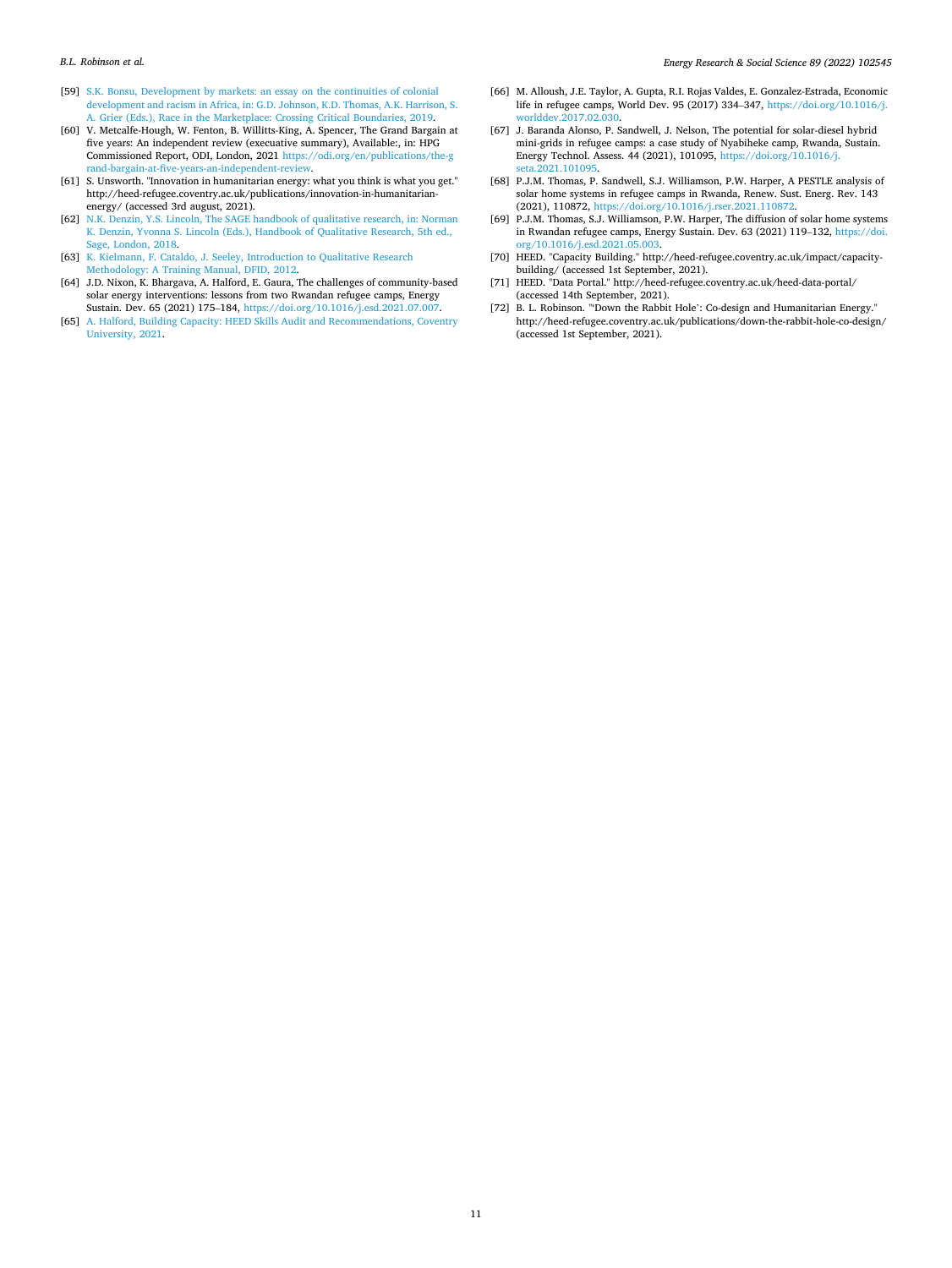[59] S.K. Bonsu, Development by markets: an essay on the continuities of colonial development and racism in Africa, in: G.D. Johnson, K.D. Thomas, A.K. Harrison, S. A. Grier (Eds.), Race in the Marketplace: Crossing Critical Boundaries, 2019.

[60] V. Metcalfe-Hough, W. Fenton, B. Willitts-King, A. Spencer, The Grand Bargain at five years: An independent review (executive summary), Available:, in: HPG Commissioned Report, ODI, London, 2021 https://odi.org/en/publications/the-grand-bargain-at-five-years-an-independent-review.

[61] S. Unsworth. "Innovation in humanitarian energy: what you think is what you get." http://heed-refugee.coventry.ac.uk/publications/innovation-in-humanitarian-energy/ (accessed 3rd august, 2021).

[62] N.K. Denzin, Y.S. Lincoln, The SAGE handbook of qualitative research, in: Norman K. Denzin, Yvonna S. Lincoln (Eds.), Handbook of Qualitative Research, 5th ed., Sage, London, 2018.

[63] K. Kielmann, F. Cataldo, J. Seeley, Introduction to Qualitative Research Methodology: A Training Manual, DFID, 2012.

[64] J.D. Nixon, K. Bhargava, A. Halford, E. Gaura, The challenges of community-based solar energy interventions: lessons from two Rwandan refugee camps, Energy Sustain. Dev. 65 (2021) 175–184, https://doi.org/10.1016/j.esd.2021.07.007.

[65] A. Halford, Building Capacity: HEED Skills Audit and Recommendations, Coventry University, 2021.

[66] M. Alloush, J.E. Taylor, A. Gupta, R.I. Rojas Valdes, E. Gonzalez-Estrada, Economic life in refugee camps, World Dev. 95 (2017) 334–347, https://doi.org/10.1016/j.worlddev.2017.02.030.

[67] J. Baranda Alonso, P. Sandwell, J. Nelson, The potential for solar-diesel hybrid mini-grids in refugee camps: a case study of Nyabiheke camp, Rwanda, Sustain. Energy Technol. Assess. 44 (2021), 101095, https://doi.org/10.1016/j.seta.2021.101095.

[68] P.J.M. Thomas, P. Sandwell, S.J. Williamson, P.W. Harper, A PESTLE analysis of solar home systems in refugee camps in Rwanda, Renew. Sust. Energ. Rev. 143 (2021), 110872, https://doi.org/10.1016/j.rser.2021.110872.

[69] P.J.M. Thomas, S.J. Williamson, P.W. Harper, The diffusion of solar home systems in Rwandan refugee camps, Energy Sustain. Dev. 63 (2021) 119–132, https://doi.org/10.1016/j.esd.2021.05.003.

[70] HEED. "Capacity Building." http://heed-refugee.coventry.ac.uk/impact/capacity-building/ (accessed 1st September, 2021).

[71] HEED. "Data Portal." http://heed-refugee.coventry.ac.uk/heed-data-portal/ (accessed 14th September, 2021).

[72] B. L. Robinson. "'Down the Rabbit Hole': Co-design and Humanitarian Energy." http://heed-refugee.coventry.ac.uk/publications/down-the-rabbit-hole-co-design/ (accessed 1st September, 2021).